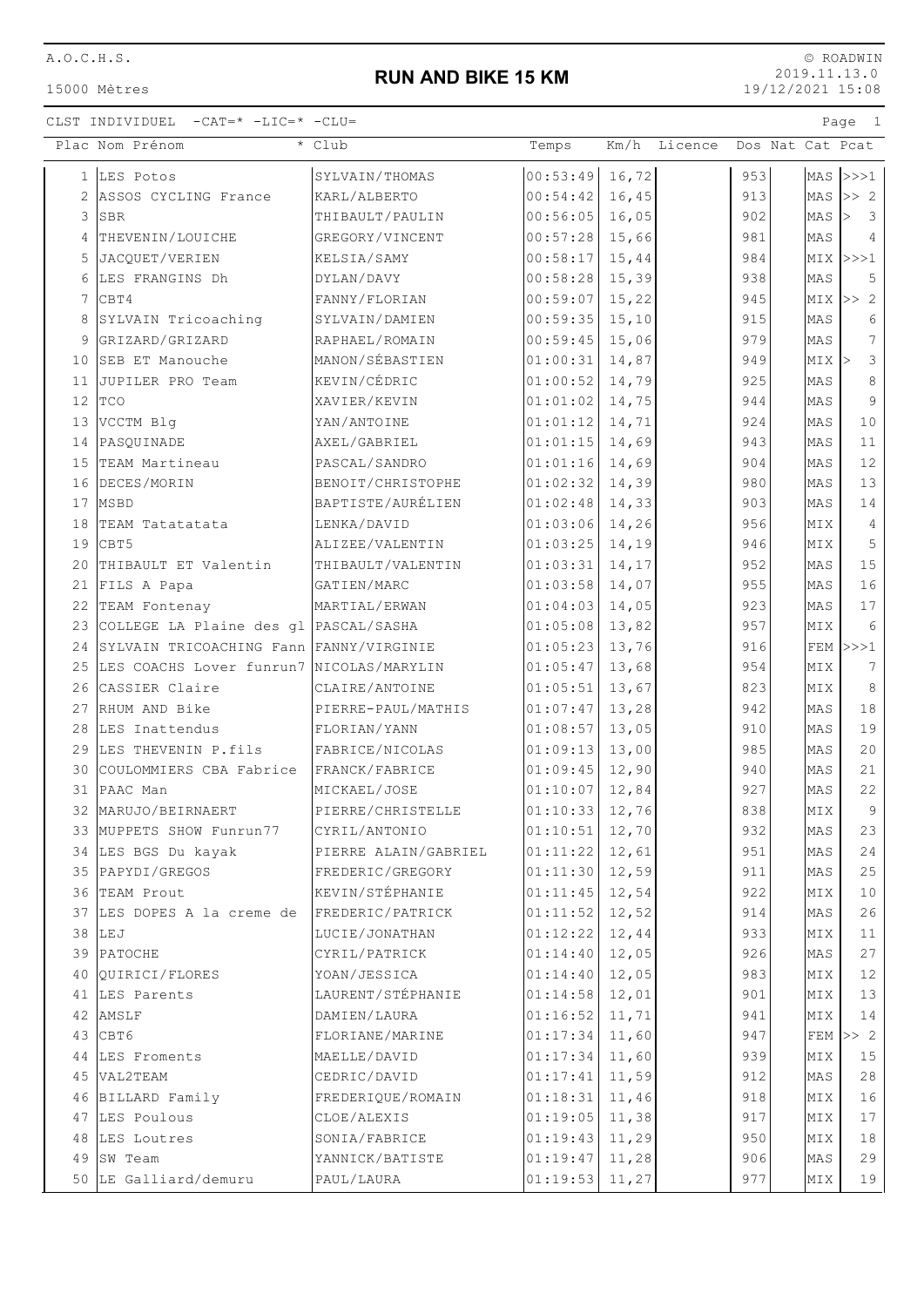A.O.C.H.S.

# RUN AND BIKE 15 KM

15000 Mètres

© ROADWIN
2019.11.13.0
19/12/2021 15:08

CLST INDIVIDUEL -CAT=* -LIC=* -CLU=

| Plac | Nom Prénom | * Club | Temps | Km/h | Licence | Dos | Nat | Cat | Pcat |
|---|---|---|---|---|---|---|---|---|---|
| 1 | LES Potos | SYLVAIN/THOMAS | 00:53:49 | 16,72 | | 953 | | MAS | >>>1 |
| 2 | ASSOS CYCLING France | KARL/ALBERTO | 00:54:42 | 16,45 | | 913 | | MAS | >> 2 |
| 3 | SBR | THIBAULT/PAULIN | 00:56:05 | 16,05 | | 902 | | MAS | > 3 |
| 4 | THEVENIN/LOUICHE | GREGORY/VINCENT | 00:57:28 | 15,66 | | 981 | | MAS | 4 |
| 5 | JACQUET/VERIEN | KELSIA/SAMY | 00:58:17 | 15,44 | | 984 | | MIX | >>>1 |
| 6 | LES FRANGINS Dh | DYLAN/DAVY | 00:58:28 | 15,39 | | 938 | | MAS | 5 |
| 7 | CBT4 | FANNY/FLORIAN | 00:59:07 | 15,22 | | 945 | | MIX | >> 2 |
| 8 | SYLVAIN Tricoaching | SYLVAIN/DAMIEN | 00:59:35 | 15,10 | | 915 | | MAS | 6 |
| 9 | GRIZARD/GRIZARD | RAPHAEL/ROMAIN | 00:59:45 | 15,06 | | 979 | | MAS | 7 |
| 10 | SEB ET Manouche | MANON/SÉBASTIEN | 01:00:31 | 14,87 | | 949 | | MIX | > 3 |
| 11 | JUPILER PRO Team | KEVIN/CÉDRIC | 01:00:52 | 14,79 | | 925 | | MAS | 8 |
| 12 | TCO | XAVIER/KEVIN | 01:01:02 | 14,75 | | 944 | | MAS | 9 |
| 13 | VCCTM Blg | YAN/ANTOINE | 01:01:12 | 14,71 | | 924 | | MAS | 10 |
| 14 | PASQUINADE | AXEL/GABRIEL | 01:01:15 | 14,69 | | 943 | | MAS | 11 |
| 15 | TEAM Martineau | PASCAL/SANDRO | 01:01:16 | 14,69 | | 904 | | MAS | 12 |
| 16 | DECES/MORIN | BENOIT/CHRISTOPHE | 01:02:32 | 14,39 | | 980 | | MAS | 13 |
| 17 | MSBD | BAPTISTE/AURÉLIEN | 01:02:48 | 14,33 | | 903 | | MAS | 14 |
| 18 | TEAM Tatatatata | LENKA/DAVID | 01:03:06 | 14,26 | | 956 | | MIX | 4 |
| 19 | CBT5 | ALIZEE/VALENTIN | 01:03:25 | 14,19 | | 946 | | MIX | 5 |
| 20 | THIBAULT ET Valentin | THIBAULT/VALENTIN | 01:03:31 | 14,17 | | 952 | | MAS | 15 |
| 21 | FILS A Papa | GATIEN/MARC | 01:03:58 | 14,07 | | 955 | | MAS | 16 |
| 22 | TEAM Fontenay | MARTIAL/ERWAN | 01:04:03 | 14,05 | | 923 | | MAS | 17 |
| 23 | COLLEGE LA Plaine des gl | PASCAL/SASHA | 01:05:08 | 13,82 | | 957 | | MIX | 6 |
| 24 | SYLVAIN TRICOACHING Fann | FANNY/VIRGINIE | 01:05:23 | 13,76 | | 916 | | FEM | >>>1 |
| 25 | LES COACHS Lover funrun7 | NICOLAS/MARYLIN | 01:05:47 | 13,68 | | 954 | | MIX | 7 |
| 26 | CASSIER Claire | CLAIRE/ANTOINE | 01:05:51 | 13,67 | | 823 | | MIX | 8 |
| 27 | RHUM AND Bike | PIERRE-PAUL/MATHIS | 01:07:47 | 13,28 | | 942 | | MAS | 18 |
| 28 | LES Inattendus | FLORIAN/YANN | 01:08:57 | 13,05 | | 910 | | MAS | 19 |
| 29 | LES THEVENIN P.fils | FABRICE/NICOLAS | 01:09:13 | 13,00 | | 985 | | MAS | 20 |
| 30 | COULOMMIERS CBA Fabrice | FRANCK/FABRICE | 01:09:45 | 12,90 | | 940 | | MAS | 21 |
| 31 | PAAC Man | MICKAEL/JOSE | 01:10:07 | 12,84 | | 927 | | MAS | 22 |
| 32 | MARUJO/BEIRNAERT | PIERRE/CHRISTELLE | 01:10:33 | 12,76 | | 838 | | MIX | 9 |
| 33 | MUPPETS SHOW Funrun77 | CYRIL/ANTONIO | 01:10:51 | 12,70 | | 932 | | MAS | 23 |
| 34 | LES BGS Du kayak | PIERRE ALAIN/GABRIEL | 01:11:22 | 12,61 | | 951 | | MAS | 24 |
| 35 | PAPYDI/GREGOS | FREDERIC/GREGORY | 01:11:30 | 12,59 | | 911 | | MAS | 25 |
| 36 | TEAM Prout | KEVIN/STÉPHANIE | 01:11:45 | 12,54 | | 922 | | MIX | 10 |
| 37 | LES DOPES A la creme de | FREDERIC/PATRICK | 01:11:52 | 12,52 | | 914 | | MAS | 26 |
| 38 | LEJ | LUCIE/JONATHAN | 01:12:22 | 12,44 | | 933 | | MIX | 11 |
| 39 | PATOCHE | CYRIL/PATRICK | 01:14:40 | 12,05 | | 926 | | MAS | 27 |
| 40 | QUIRICI/FLORES | YOAN/JESSICA | 01:14:40 | 12,05 | | 983 | | MIX | 12 |
| 41 | LES Parents | LAURENT/STÉPHANIE | 01:14:58 | 12,01 | | 901 | | MIX | 13 |
| 42 | AMSLF | DAMIEN/LAURA | 01:16:52 | 11,71 | | 941 | | MIX | 14 |
| 43 | CBT6 | FLORIANE/MARINE | 01:17:34 | 11,60 | | 947 | | FEM | >> 2 |
| 44 | LES Froments | MAELLE/DAVID | 01:17:34 | 11,60 | | 939 | | MIX | 15 |
| 45 | VAL2TEAM | CEDRIC/DAVID | 01:17:41 | 11,59 | | 912 | | MAS | 28 |
| 46 | BILLARD Family | FREDERIQUE/ROMAIN | 01:18:31 | 11,46 | | 918 | | MIX | 16 |
| 47 | LES Poulous | CLOE/ALEXIS | 01:19:05 | 11,38 | | 917 | | MIX | 17 |
| 48 | LES Loutres | SONIA/FABRICE | 01:19:43 | 11,29 | | 950 | | MIX | 18 |
| 49 | SW Team | YANNICK/BATISTE | 01:19:47 | 11,28 | | 906 | | MAS | 29 |
| 50 | LE Galliard/demuru | PAUL/LAURA | 01:19:53 | 11,27 | | 977 | | MIX | 19 |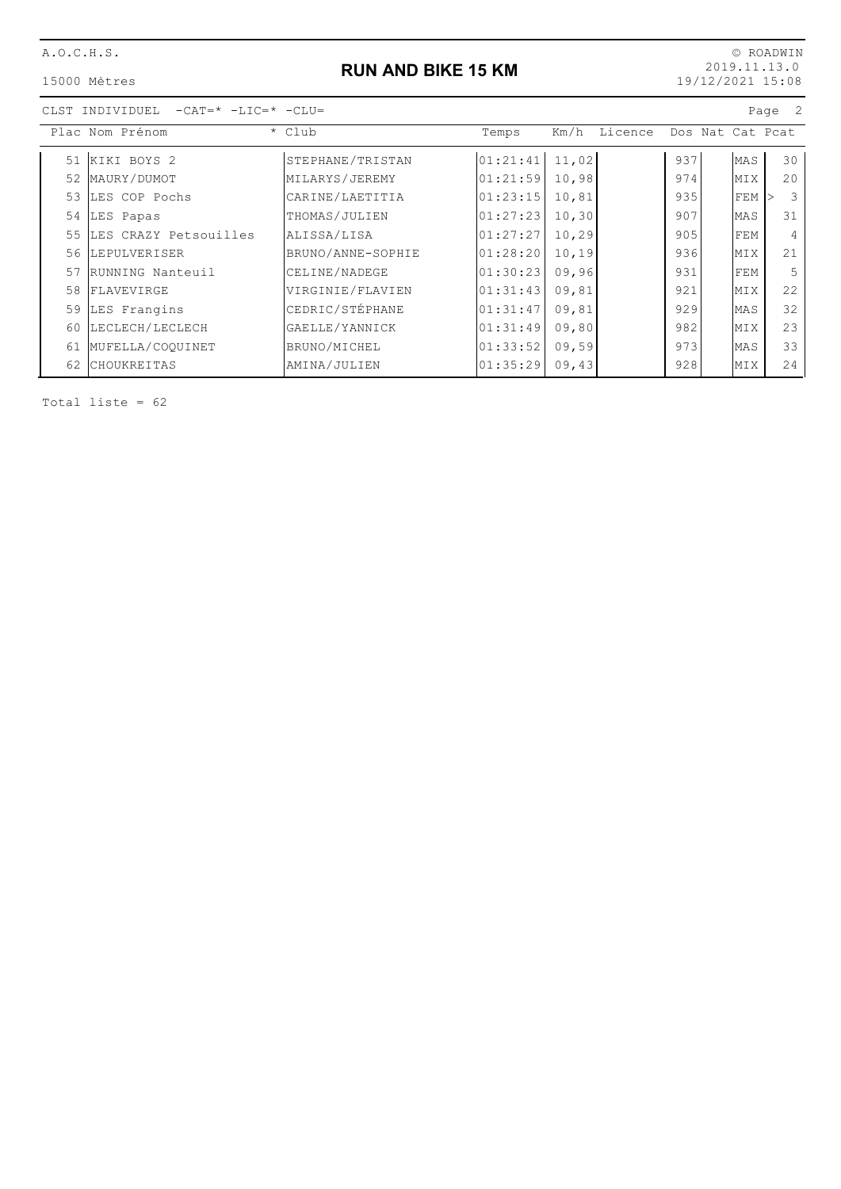A.O.C.H.S.

# RUN AND BIKE 15 KM

15000 Mètres

© ROADWIN 2019.11.13.0
19/12/2021 15:08

CLST INDIVIDUEL -CAT=* -LIC=* -CLU=

| Plac | Nom Prénom | * Club | Temps | Km/h | Licence | Dos | Nat | Cat | Pcat |
|---|---|---|---|---|---|---|---|---|---|
| 51 | KIKI BOYS 2 | STEPHANE/TRISTAN | 01:21:41 | 11,02 | | 937 | | MAS | 30 |
| 52 | MAURY/DUMOT | MILARYS/JEREMY | 01:21:59 | 10,98 | | 974 | | MIX | 20 |
| 53 | LES COP Pochs | CARINE/LAETITIA | 01:23:15 | 10,81 | | 935 | | FEM | > 3 |
| 54 | LES Papas | THOMAS/JULIEN | 01:27:23 | 10,30 | | 907 | | MAS | 31 |
| 55 | LES CRAZY Petsouilles | ALISSA/LISA | 01:27:27 | 10,29 | | 905 | | FEM | 4 |
| 56 | LEPULVERISER | BRUNO/ANNE-SOPHIE | 01:28:20 | 10,19 | | 936 | | MIX | 21 |
| 57 | RUNNING Nanteuil | CELINE/NADEGE | 01:30:23 | 09,96 | | 931 | | FEM | 5 |
| 58 | FLAVEVIRGE | VIRGINIE/FLAVIEN | 01:31:43 | 09,81 | | 921 | | MIX | 22 |
| 59 | LES Frangins | CEDRIC/STÉPHANE | 01:31:47 | 09,81 | | 929 | | MAS | 32 |
| 60 | LECLECH/LECLECH | GAELLE/YANNICK | 01:31:49 | 09,80 | | 982 | | MIX | 23 |
| 61 | MUFELLA/COQUINET | BRUNO/MICHEL | 01:33:52 | 09,59 | | 973 | | MAS | 33 |
| 62 | CHOUKREITAS | AMINA/JULIEN | 01:35:29 | 09,43 | | 928 | | MIX | 24 |

Total liste = 62